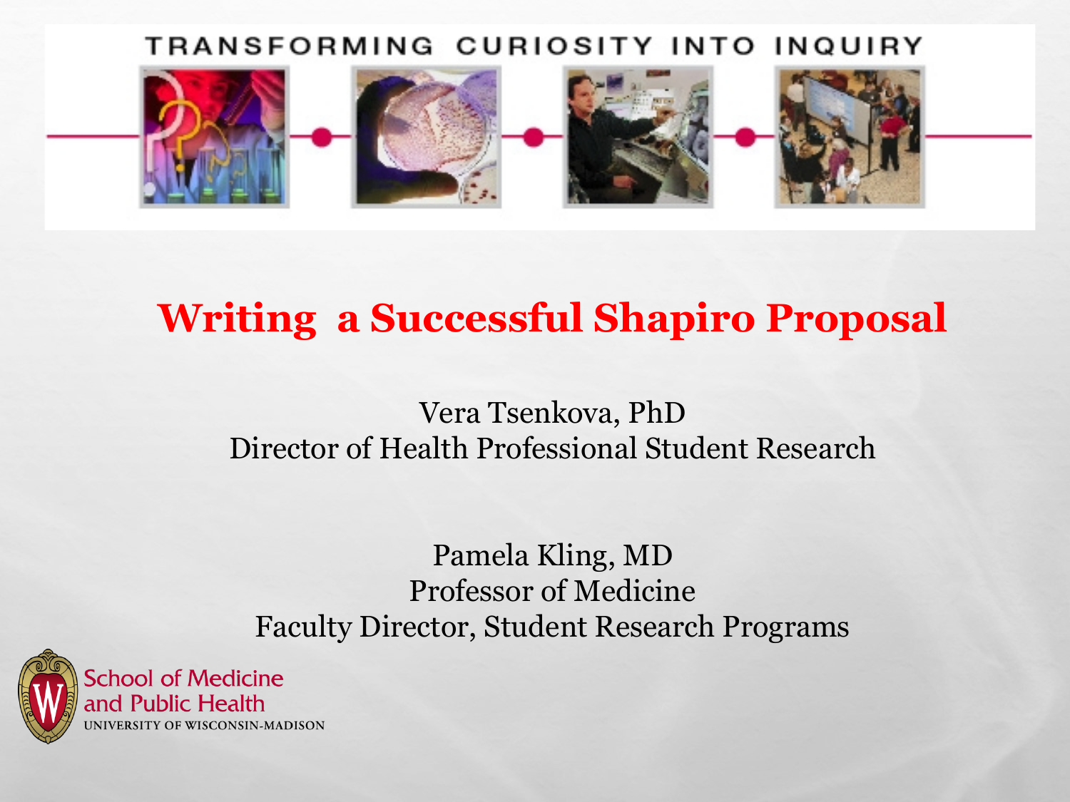TRANSFORMING CURIOSITY INTO INQUIRY

# Writing a Successful Shapiro Proposal

Vera Tsenkova, PhD
Director of Health Professional Student Research

Pamela Kling, MD
Professor of Medicine
Faculty Director, Student Research Programs

School of Medicine and Public Health
UNIVERSITY OF WISCONSIN-MADISON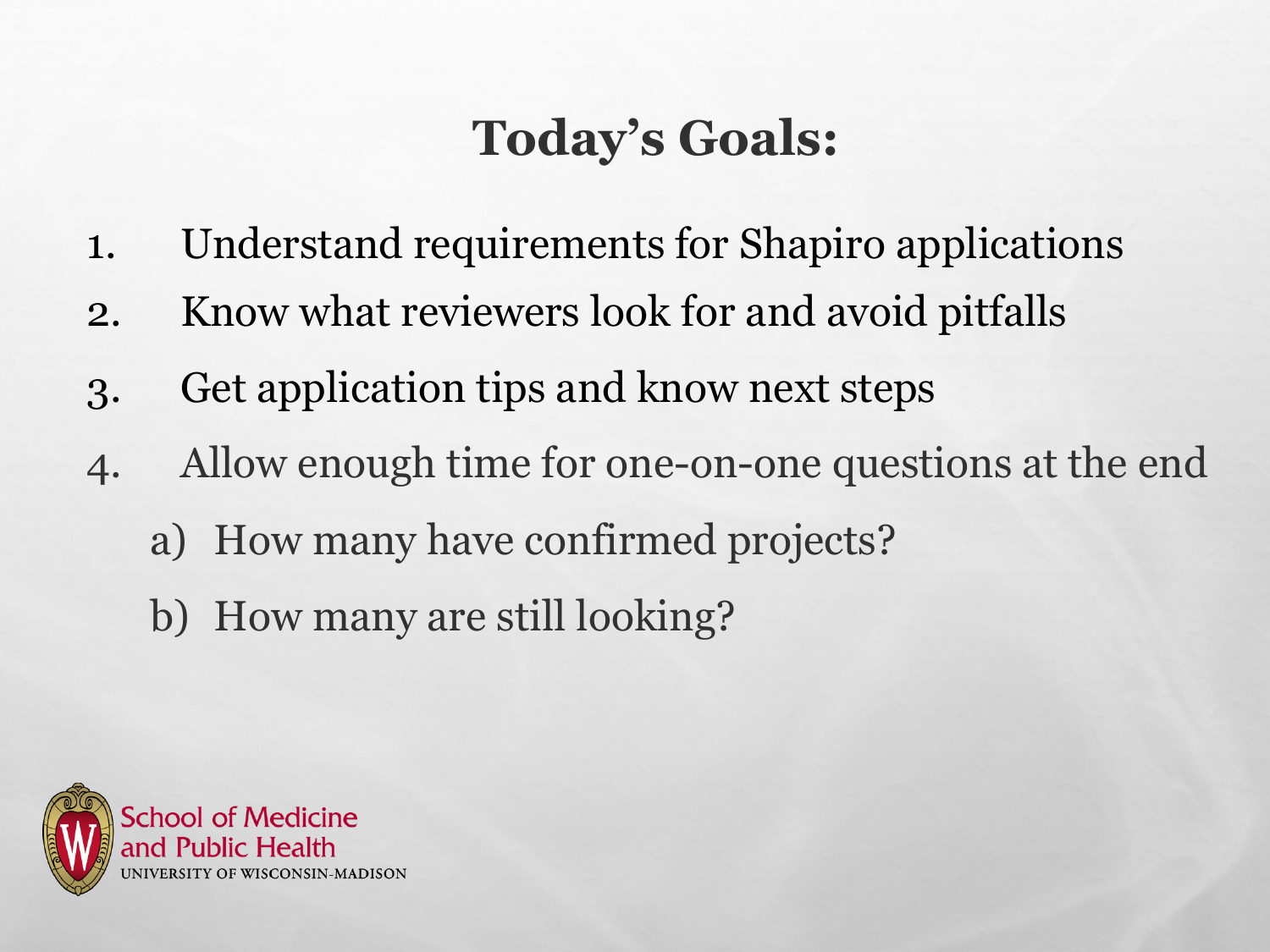# Today's Goals:

1. Understand requirements for Shapiro applications
2. Know what reviewers look for and avoid pitfalls
3. Get application tips and know next steps
4. Allow enough time for one-on-one questions at the end
   a) How many have confirmed projects?
   b) How many are still looking?

School of Medicine and Public Health
UNIVERSITY OF WISCONSIN–MADISON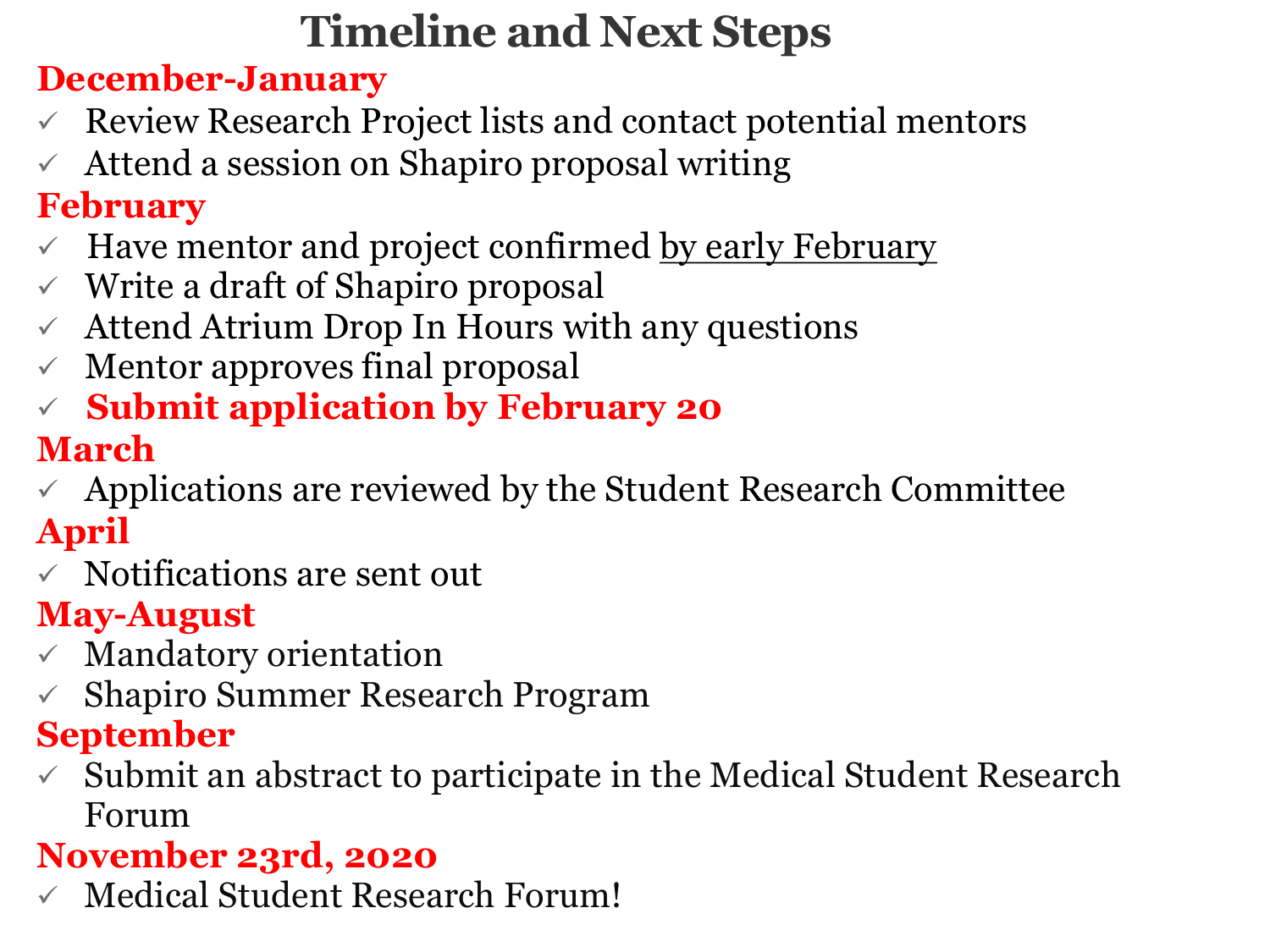# Timeline and Next Steps

## December-January

- ✓ Review Research Project lists and contact potential mentors
- ✓ Attend a session on Shapiro proposal writing

## February

- ✓ Have mentor and project confirmed by early February
- ✓ Write a draft of Shapiro proposal
- ✓ Attend Atrium Drop In Hours with any questions
- ✓ Mentor approves final proposal
- ✓ **Submit application by February 20**

## March

- ✓ Applications are reviewed by the Student Research Committee

## April

- ✓ Notifications are sent out

## May-August

- ✓ Mandatory orientation
- ✓ Shapiro Summer Research Program

## September

- ✓ Submit an abstract to participate in the Medical Student Research Forum

## November 23rd, 2020

- ✓ Medical Student Research Forum!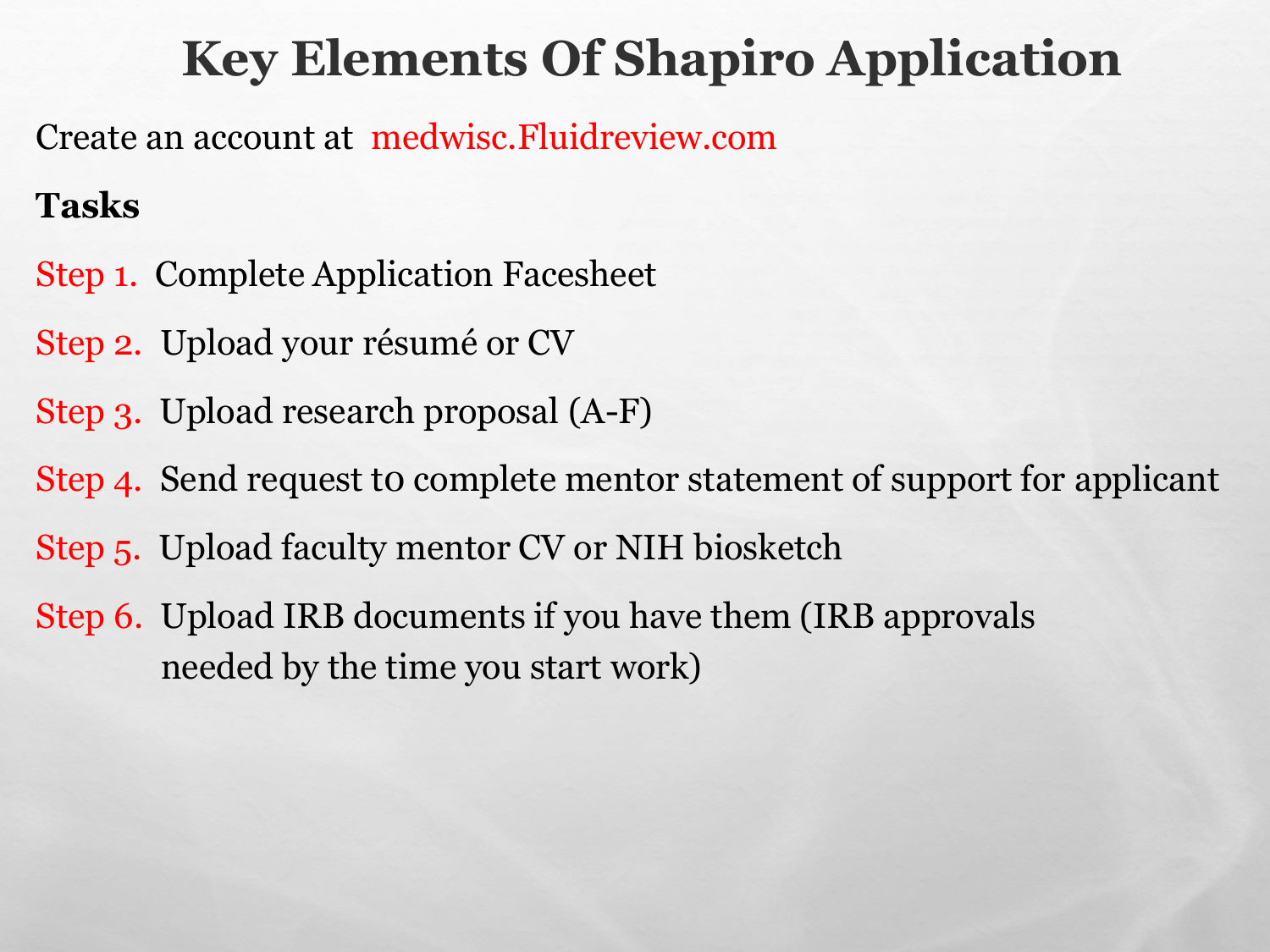# Key Elements Of Shapiro Application

Create an account at medwisc.Fluidreview.com

**Tasks**

Step 1. Complete Application Facesheet

Step 2. Upload your résumé or CV

Step 3. Upload research proposal (A-F)

Step 4. Send request to complete mentor statement of support for applicant

Step 5. Upload faculty mentor CV or NIH biosketch

Step 6. Upload IRB documents if you have them (IRB approvals needed by the time you start work)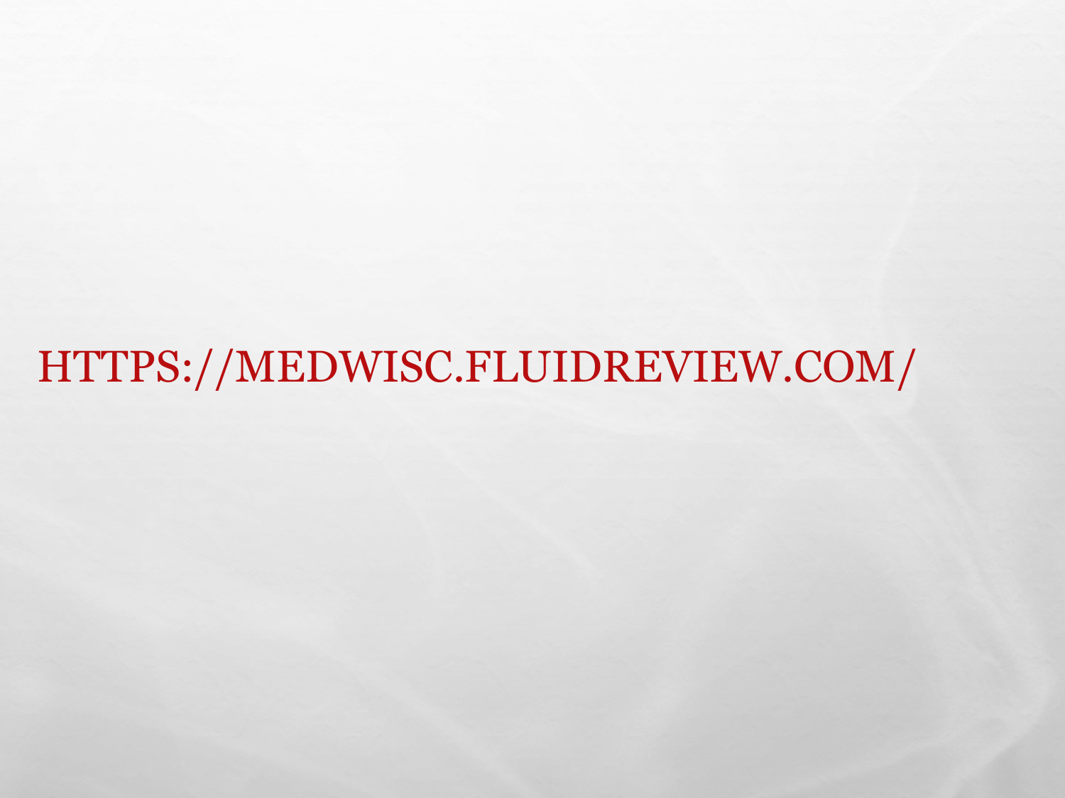HTTPS://MEDWISC.FLUIDREVIEW.COM/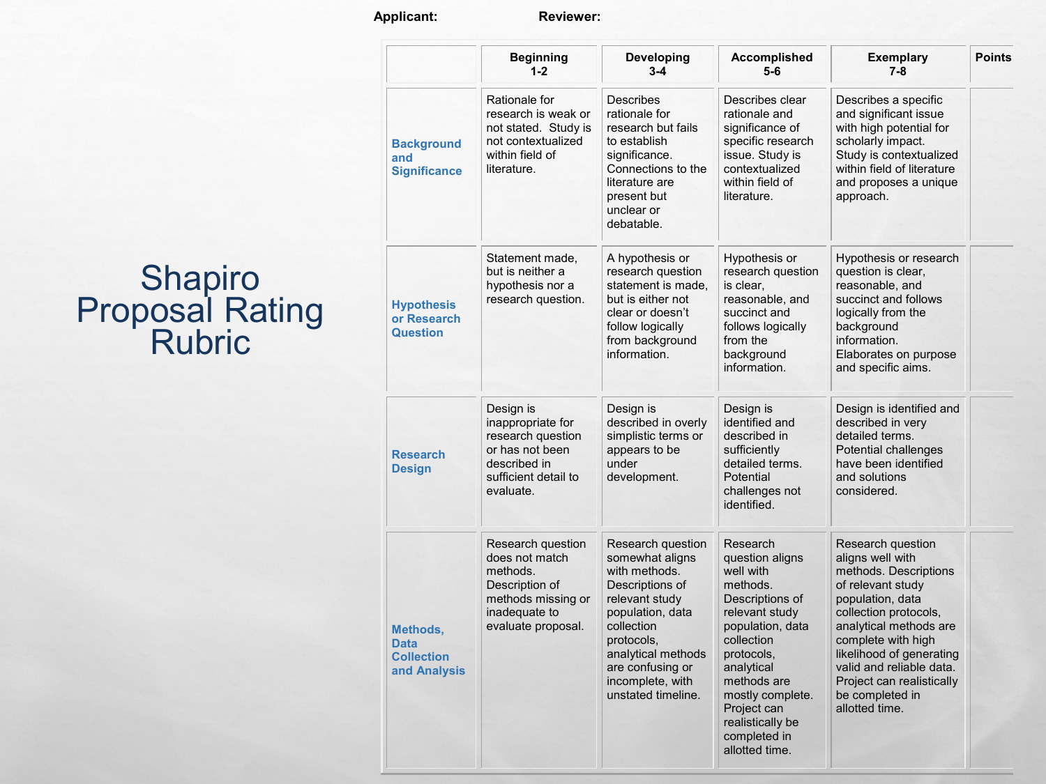# Shapiro Proposal Rating Rubric

**Applicant:** **Reviewer:**

| | Beginning 1-2 | Developing 3-4 | Accomplished 5-6 | Exemplary 7-8 | Points |
|---|---|---|---|---|---|
| **Background and Significance** | Rationale for research is weak or not stated. Study is not contextualized within field of literature. | Describes rationale for research but fails to establish significance. Connections to the literature are present but unclear or debatable. | Describes clear rationale and significance of specific research issue. Study is contextualized within field of literature. | Describes a specific and significant issue with high potential for scholarly impact. Study is contextualized within field of literature and proposes a unique approach. | |
| **Hypothesis or Research Question** | Statement made, but is neither a hypothesis nor a research question. | A hypothesis or research question statement is made, but is either not clear or doesn't follow logically from background information. | Hypothesis or research question is clear, reasonable, and succinct and follows logically from the background information. | Hypothesis or research question is clear, reasonable, and succinct and follows logically from the background information. Elaborates on purpose and specific aims. | |
| **Research Design** | Design is inappropriate for research question or has not been described in sufficient detail to evaluate. | Design is described in overly simplistic terms or appears to be under development. | Design is identified and described in sufficiently detailed terms. Potential challenges not identified. | Design is identified and described in very detailed terms. Potential challenges have been identified and solutions considered. | |
| **Methods, Data Collection and Analysis** | Research question does not match methods. Description of methods missing or inadequate to evaluate proposal. | Research question somewhat aligns with methods. Descriptions of relevant study population, data collection protocols, analytical methods are confusing or incomplete, with unstated timeline. | Research question aligns well with methods. Descriptions of relevant study population, data collection protocols, analytical methods are mostly complete. Project can realistically be completed in allotted time. | Research question aligns well with methods. Descriptions of relevant study population, data collection protocols, analytical methods are complete with high likelihood of generating valid and reliable data. Project can realistically be completed in allotted time. | |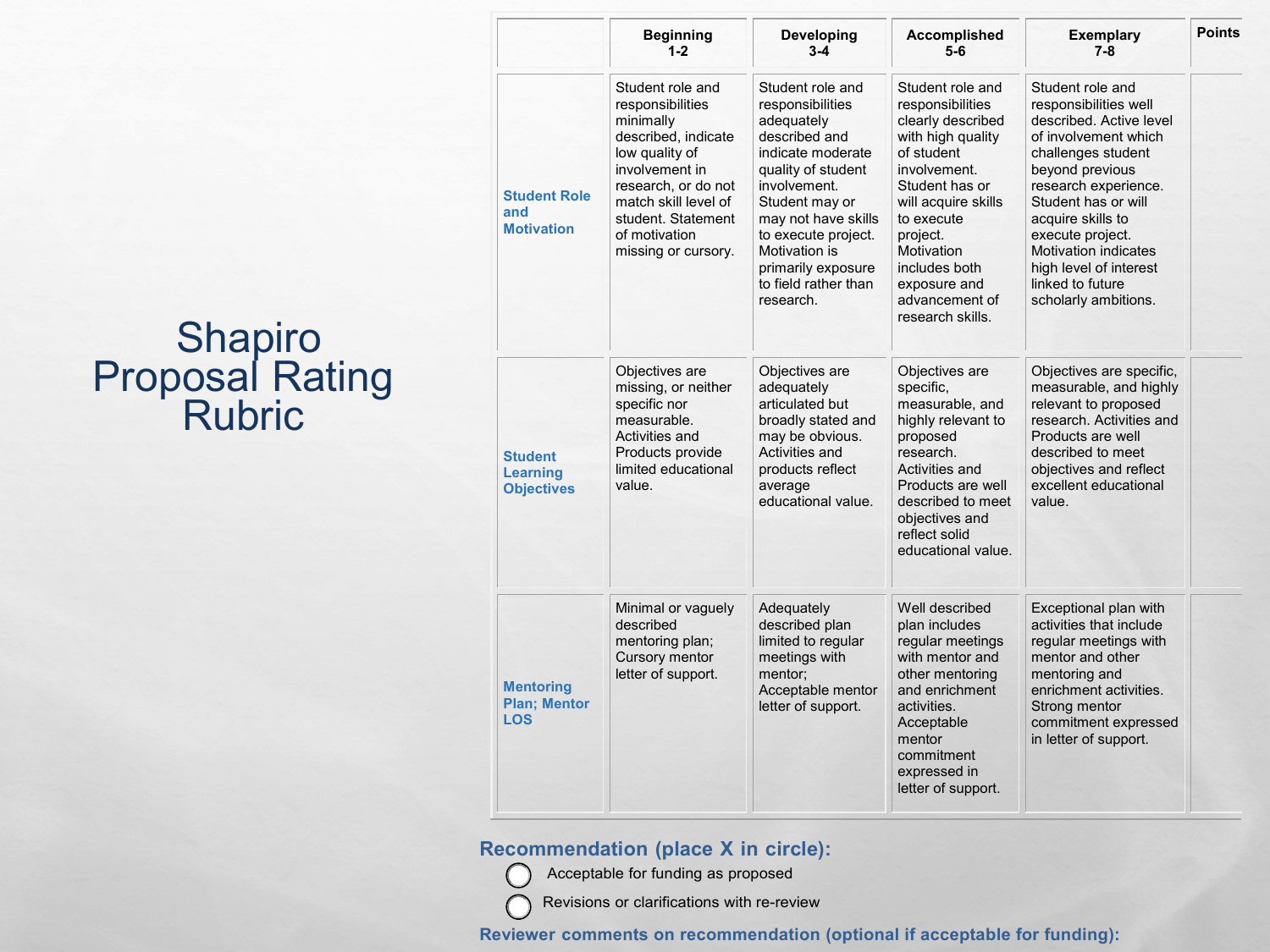# Shapiro Proposal Rating Rubric

| | Beginning 1-2 | Developing 3-4 | Accomplished 5-6 | Exemplary 7-8 | Points |
|---|---|---|---|---|---|
| **Student Role and Motivation** | Student role and responsibilities minimally described, indicate low quality of involvement in research, or do not match skill level of student. Statement of motivation missing or cursory. | Student role and responsibilities adequately described and indicate moderate quality of student involvement. Student may or may not have skills to execute project. Motivation is primarily exposure to field rather than research. | Student role and responsibilities clearly described with high quality of student involvement. Student has or will acquire skills to execute project. Motivation includes both exposure and advancement of research skills. | Student role and responsibilities well described. Active level of involvement which challenges student beyond previous research experience. Student has or will acquire skills to execute project. Motivation indicates high level of interest linked to future scholarly ambitions. | |
| **Student Learning Objectives** | Objectives are missing, or neither specific nor measurable. Activities and Products provide limited educational value. | Objectives are adequately articulated but broadly stated and may be obvious. Activities and products reflect average educational value. | Objectives are specific, measurable, and highly relevant to proposed research. Activities and Products are well described to meet objectives and reflect solid educational value. | Objectives are specific, measurable, and highly relevant to proposed research. Activities and Products are well described to meet objectives and reflect excellent educational value. | |
| **Mentoring Plan; Mentor LOS** | Minimal or vaguely described mentoring plan; Cursory mentor letter of support. | Adequately described plan limited to regular meetings with mentor; Acceptable mentor letter of support. | Well described plan includes regular meetings with mentor and other mentoring and enrichment activities. Acceptable mentor commitment expressed in letter of support. | Exceptional plan with activities that include regular meetings with mentor and other mentoring and enrichment activities. Strong mentor commitment expressed in letter of support. | |

**Recommendation (place X in circle):**

- ◯ Acceptable for funding as proposed
- ◯ Revisions or clarifications with re-review

**Reviewer comments on recommendation (optional if acceptable for funding):**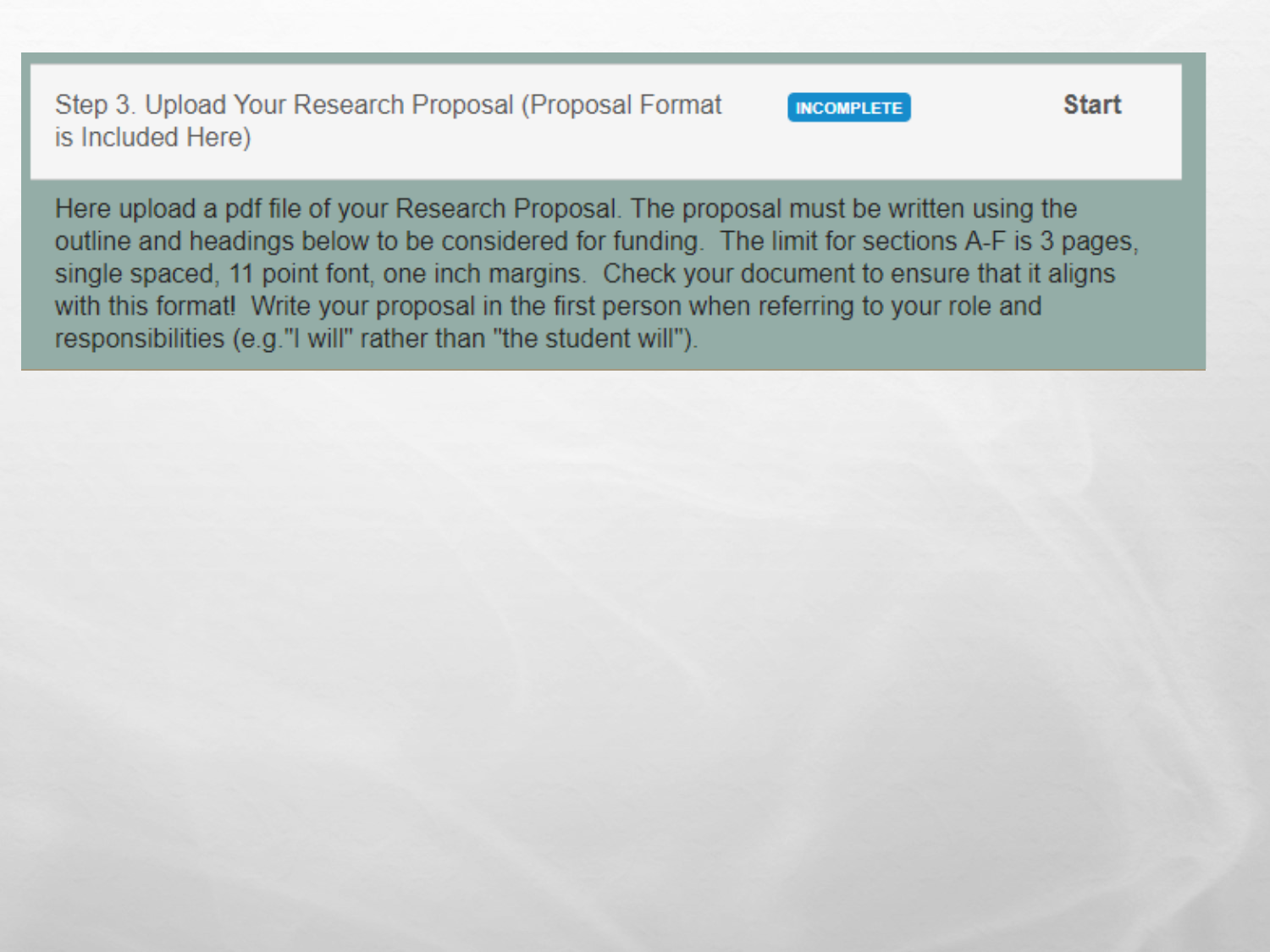Step 3. Upload Your Research Proposal (Proposal Format is Included Here) **INCOMPLETE** **Start**

Here upload a pdf file of your Research Proposal. The proposal must be written using the outline and headings below to be considered for funding. The limit for sections A-F is 3 pages, single spaced, 11 point font, one inch margins. Check your document to ensure that it aligns with this format! Write your proposal in the first person when referring to your role and responsibilities (e.g."I will" rather than "the student will").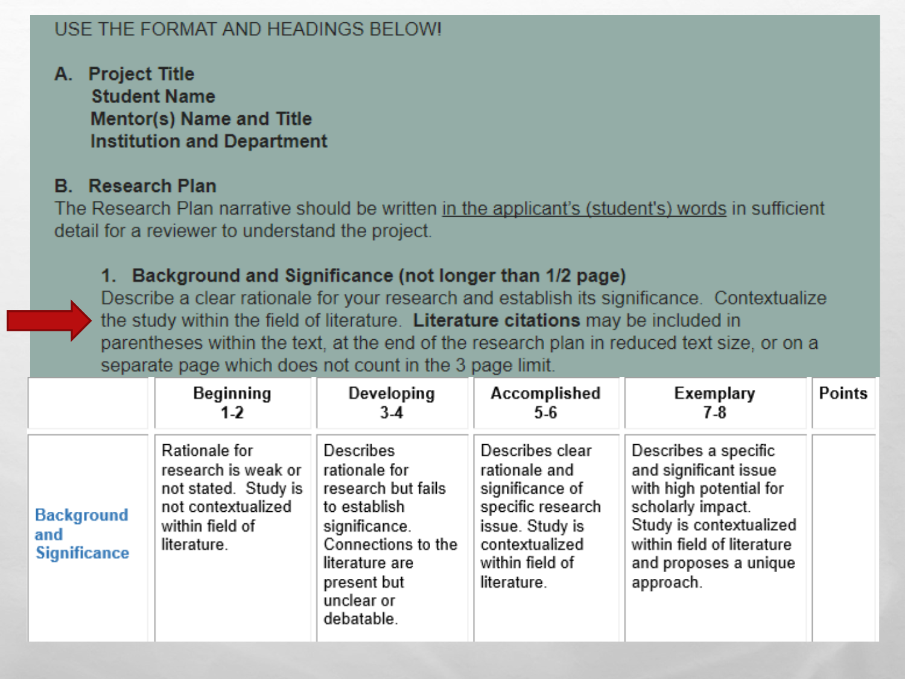USE THE FORMAT AND HEADINGS BELOW!

**A. Project Title**
**Student Name**
**Mentor(s) Name and Title**
**Institution and Department**

**B. Research Plan**

The Research Plan narrative should be written in the applicant's (student's) words in sufficient detail for a reviewer to understand the project.

**1. Background and Significance (not longer than 1/2 page)**

Describe a clear rationale for your research and establish its significance. Contextualize the study within the field of literature. **Literature citations** may be included in parentheses within the text, at the end of the research plan in reduced text size, or on a separate page which does not count in the 3 page limit.

| | Beginning 1-2 | Developing 3-4 | Accomplished 5-6 | Exemplary 7-8 | Points |
|---|---|---|---|---|---|
| Background and Significance | Rationale for research is weak or not stated. Study is not contextualized within field of literature. | Describes rationale for research but fails to establish significance. Connections to the literature are present but unclear or debatable. | Describes clear rationale and significance of specific research issue. Study is contextualized within field of literature. | Describes a specific and significant issue with high potential for scholarly impact. Study is contextualized within field of literature and proposes a unique approach. | |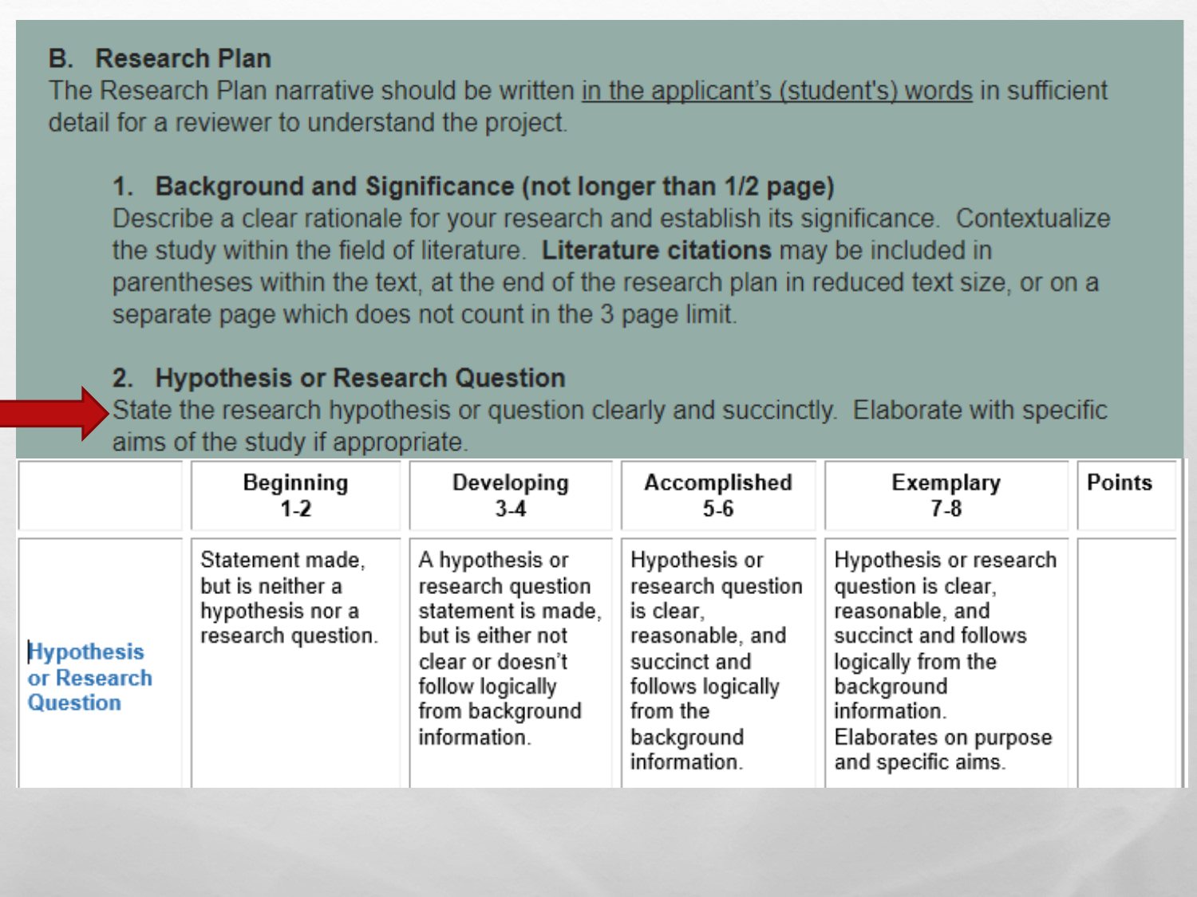## B. Research Plan

The Research Plan narrative should be written in the applicant's (student's) words in sufficient detail for a reviewer to understand the project.

### 1. Background and Significance (not longer than 1/2 page)

Describe a clear rationale for your research and establish its significance. Contextualize the study within the field of literature. **Literature citations** may be included in parentheses within the text, at the end of the research plan in reduced text size, or on a separate page which does not count in the 3 page limit.

### 2. Hypothesis or Research Question

State the research hypothesis or question clearly and succinctly. Elaborate with specific aims of the study if appropriate.

| | Beginning 1-2 | Developing 3-4 | Accomplished 5-6 | Exemplary 7-8 | Points |
|---|---|---|---|---|---|
| Hypothesis or Research Question | Statement made, but is neither a hypothesis nor a research question. | A hypothesis or research question statement is made, but is either not clear or doesn't follow logically from background information. | Hypothesis or research question is clear, reasonable, and succinct and follows logically from the background information. | Hypothesis or research question is clear, reasonable, and succinct and follows logically from the background information. Elaborates on purpose and specific aims. | |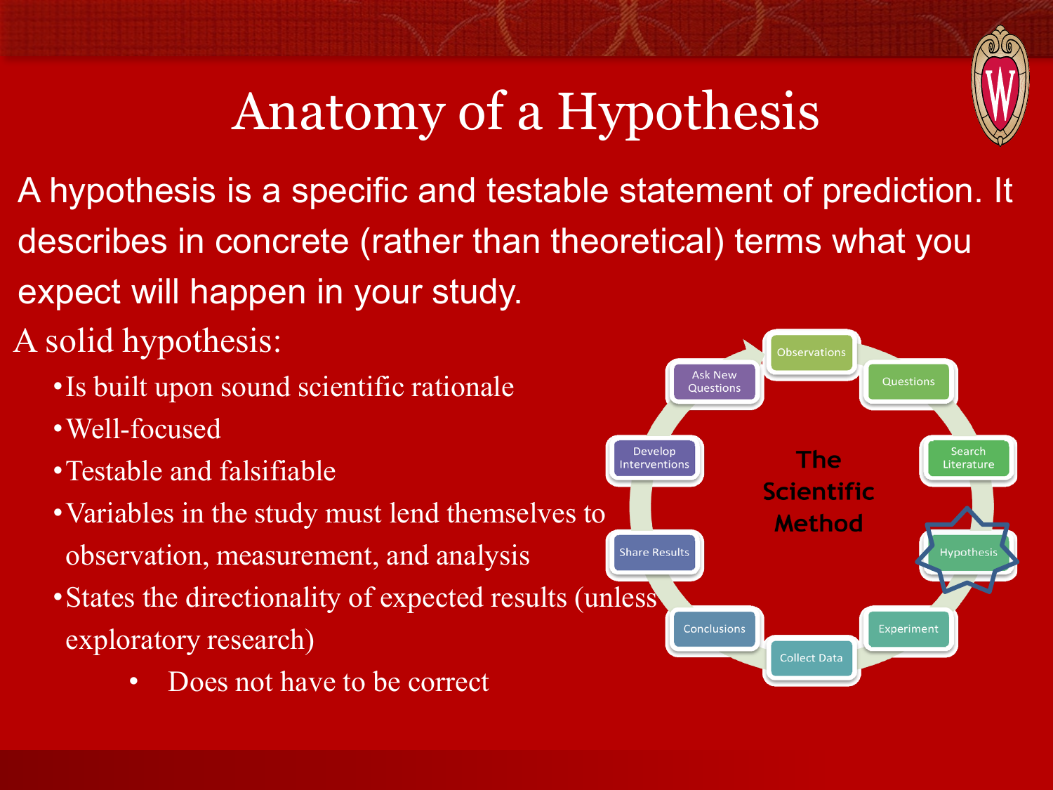# Anatomy of a Hypothesis

A hypothesis is a specific and testable statement of prediction. It describes in concrete (rather than theoretical) terms what you expect will happen in your study.

A solid hypothesis:

- Is built upon sound scientific rationale
- Well-focused
- Testable and falsifiable
- Variables in the study must lend themselves to observation, measurement, and analysis
- States the directionality of expected results (unless exploratory research)
    - Does not have to be correct

**The Scientific Method**

- Observations
- Questions
- Search Literature
- Hypothesis
- Experiment
- Collect Data
- Conclusions
- Share Results
- Develop Interventions
- Ask New Questions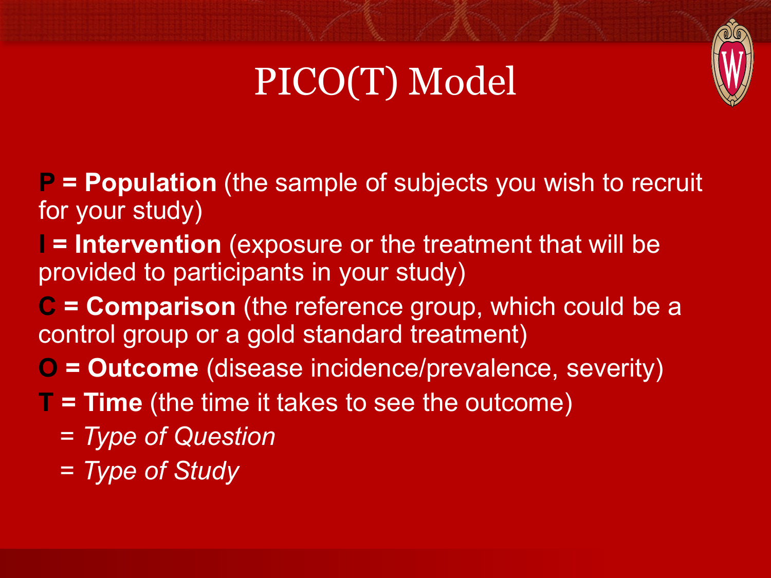# PICO(T) Model

**P = Population** (the sample of subjects you wish to recruit for your study)

**I = Intervention** (exposure or the treatment that will be provided to participants in your study)

**C = Comparison** (the reference group, which could be a control group or a gold standard treatment)

**O = Outcome** (disease incidence/prevalence, severity)

**T = Time** (the time it takes to see the outcome)

= *Type of Question*

= *Type of Study*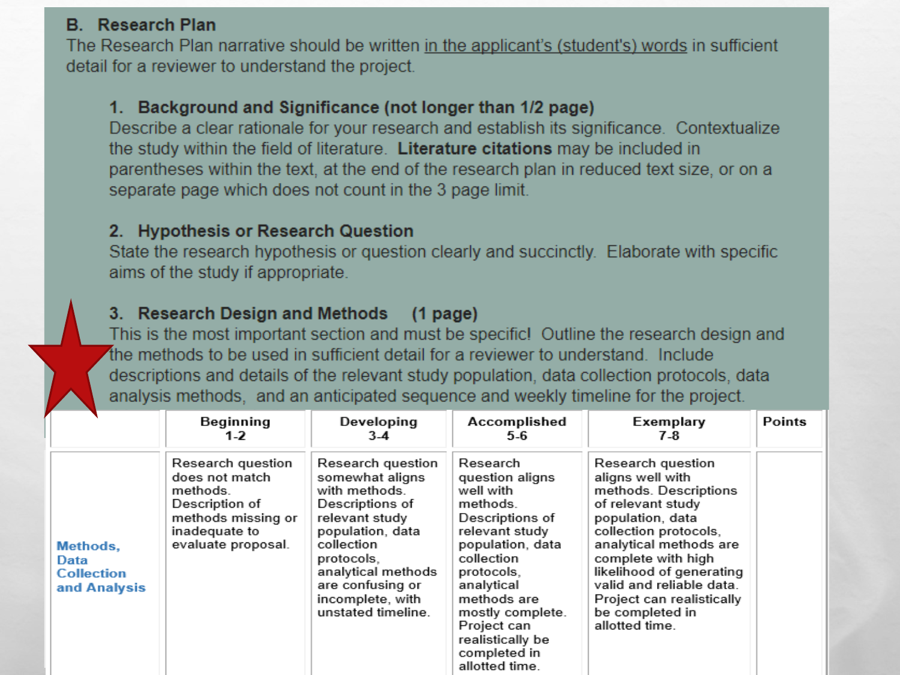## B. Research Plan

The Research Plan narrative should be written in the applicant's (student's) words in sufficient detail for a reviewer to understand the project.

### 1. Background and Significance (not longer than 1/2 page)

Describe a clear rationale for your research and establish its significance. Contextualize the study within the field of literature. **Literature citations** may be included in parentheses within the text, at the end of the research plan in reduced text size, or on a separate page which does not count in the 3 page limit.

### 2. Hypothesis or Research Question

State the research hypothesis or question clearly and succinctly. Elaborate with specific aims of the study if appropriate.

### 3. Research Design and Methods (1 page)

This is the most important section and must be specific! Outline the research design and the methods to be used in sufficient detail for a reviewer to understand. Include descriptions and details of the relevant study population, data collection protocols, data analysis methods, and an anticipated sequence and weekly timeline for the project.

| | Beginning 1-2 | Developing 3-4 | Accomplished 5-6 | Exemplary 7-8 | Points |
|---|---|---|---|---|---|
| **Methods, Data Collection and Analysis** | Research question does not match methods. Description of methods missing or inadequate to evaluate proposal. | Research question somewhat aligns with methods. Descriptions of relevant study population, data collection protocols, analytical methods are confusing or incomplete, with unstated timeline. | Research question aligns well with methods. Descriptions of relevant study population, data collection protocols, analytical methods are mostly complete. Project can realistically be completed in allotted time. | Research question aligns well with methods. Descriptions of relevant study population, data collection protocols, analytical methods are complete with high likelihood of generating valid and reliable data. Project can realistically be completed in allotted time. | |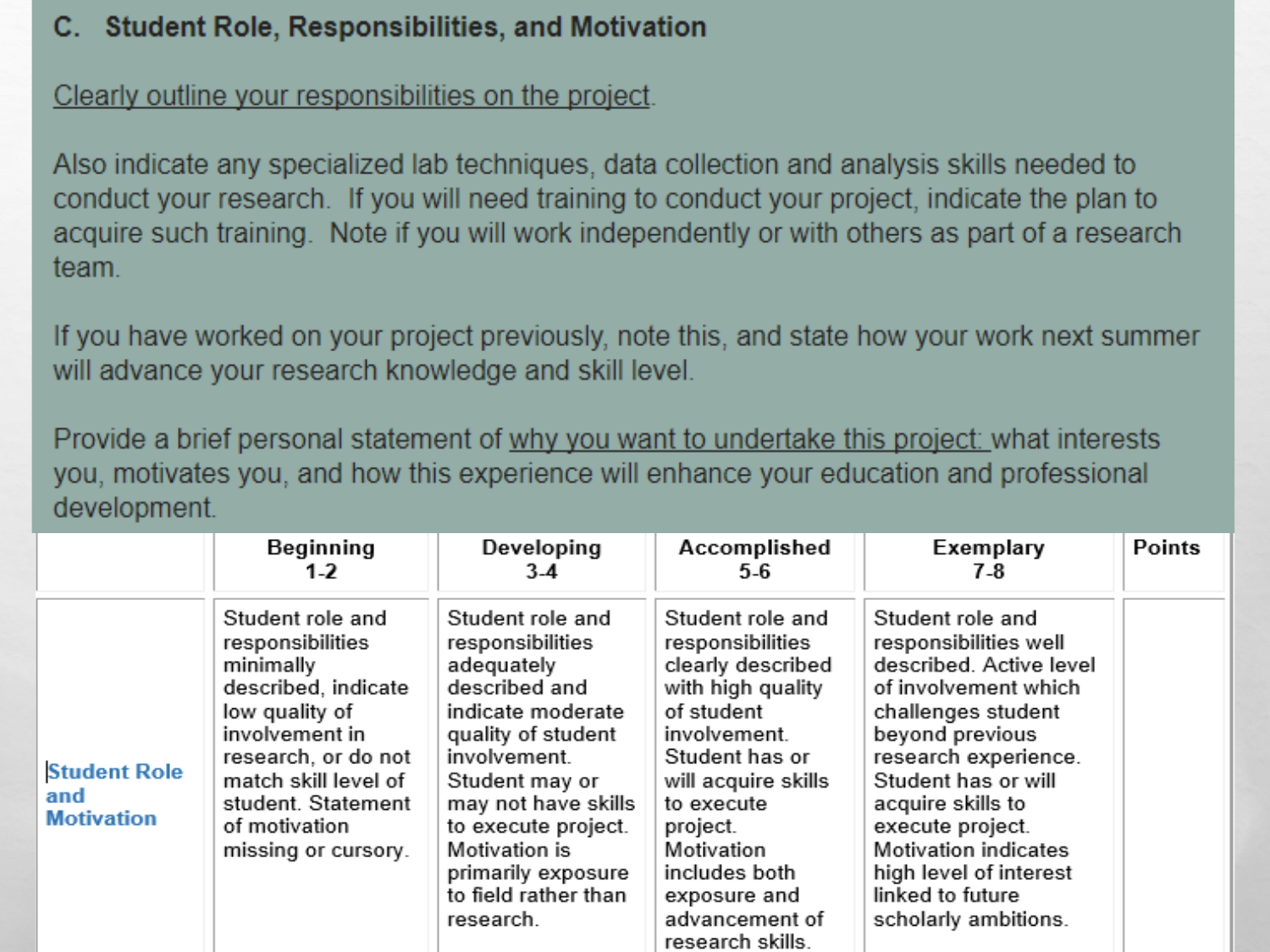## C. Student Role, Responsibilities, and Motivation

Clearly outline your responsibilities on the project.

Also indicate any specialized lab techniques, data collection and analysis skills needed to conduct your research. If you will need training to conduct your project, indicate the plan to acquire such training. Note if you will work independently or with others as part of a research team.

If you have worked on your project previously, note this, and state how your work next summer will advance your research knowledge and skill level.

Provide a brief personal statement of why you want to undertake this project: what interests you, motivates you, and how this experience will enhance your education and professional development.

| | Beginning 1-2 | Developing 3-4 | Accomplished 5-6 | Exemplary 7-8 | Points |
|---|---|---|---|---|---|
| **Student Role and Motivation** | Student role and responsibilities minimally described, indicate low quality of involvement in research, or do not match skill level of student. Statement of motivation missing or cursory. | Student role and responsibilities adequately described and indicate moderate quality of student involvement. Student may or may not have skills to execute project. Motivation is primarily exposure to field rather than research. | Student role and responsibilities clearly described with high quality of student involvement. Student has or will acquire skills to execute project. Motivation includes both exposure and advancement of research skills. | Student role and responsibilities well described. Active level of involvement which challenges student beyond previous research experience. Student has or will acquire skills to execute project. Motivation indicates high level of interest linked to future scholarly ambitions. | |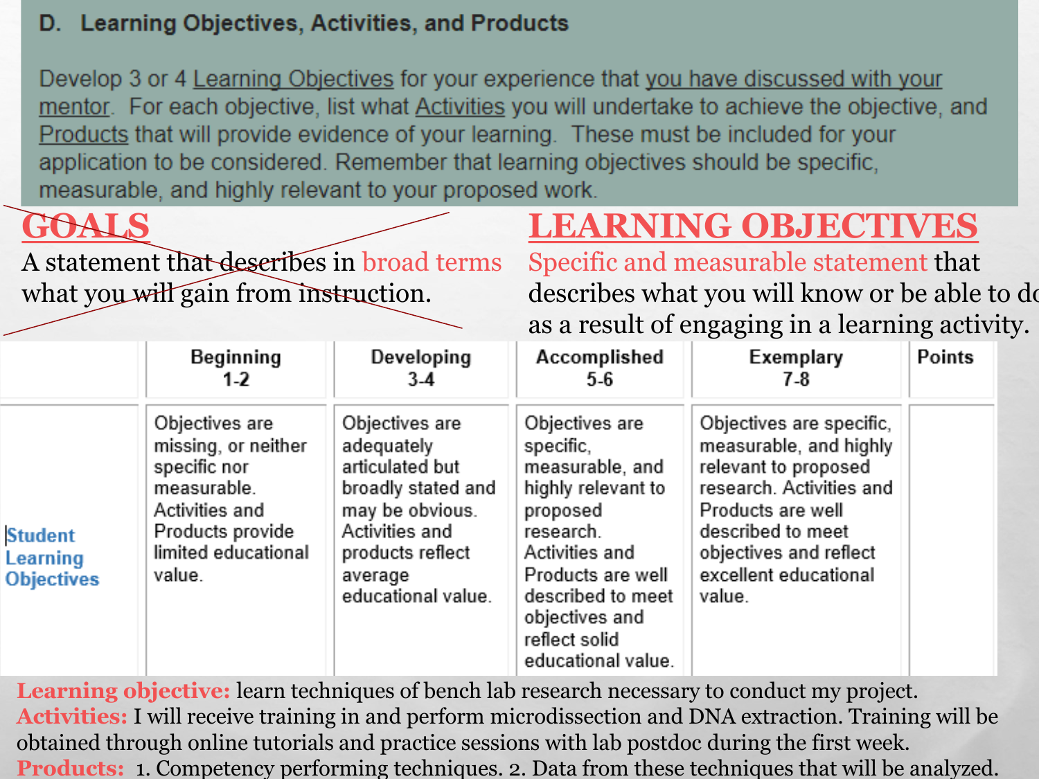## D. Learning Objectives, Activities, and Products

Develop 3 or 4 Learning Objectives for your experience that you have discussed with your mentor. For each objective, list what Activities you will undertake to achieve the objective, and Products that will provide evidence of your learning. These must be included for your application to be considered. Remember that learning objectives should be specific, measurable, and highly relevant to your proposed work.

**~~GOALS~~**

~~A statement that describes in broad terms what you will gain from instruction.~~

**LEARNING OBJECTIVES**

Specific and measurable statement that describes what you will know or be able to do as a result of engaging in a learning activity.

| | Beginning 1-2 | Developing 3-4 | Accomplished 5-6 | Exemplary 7-8 | Points |
|---|---|---|---|---|---|
| Student Learning Objectives | Objectives are missing, or neither specific nor measurable. Activities and Products provide limited educational value. | Objectives are adequately articulated but broadly stated and may be obvious. Activities and products reflect average educational value. | Objectives are specific, measurable, and highly relevant to proposed research. Activities and Products are well described to meet objectives and reflect solid educational value. | Objectives are specific, measurable, and highly relevant to proposed research. Activities and Products are well described to meet objectives and reflect excellent educational value. | |

**Learning objective:** learn techniques of bench lab research necessary to conduct my project.

**Activities:** I will receive training in and perform microdissection and DNA extraction. Training will be obtained through online tutorials and practice sessions with lab postdoc during the first week.

**Products:** 1. Competency performing techniques. 2. Data from these techniques that will be analyzed.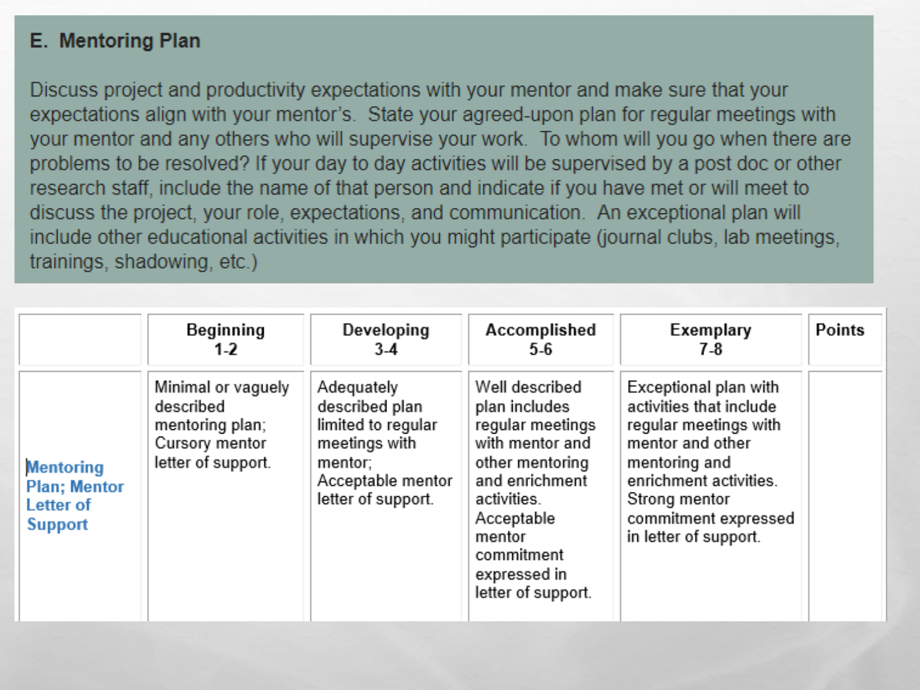## E. Mentoring Plan

Discuss project and productivity expectations with your mentor and make sure that your expectations align with your mentor's. State your agreed-upon plan for regular meetings with your mentor and any others who will supervise your work. To whom will you go when there are problems to be resolved? If your day to day activities will be supervised by a post doc or other research staff, include the name of that person and indicate if you have met or will meet to discuss the project, your role, expectations, and communication. An exceptional plan will include other educational activities in which you might participate (journal clubs, lab meetings, trainings, shadowing, etc.)

| | Beginning 1-2 | Developing 3-4 | Accomplished 5-6 | Exemplary 7-8 | Points |
|---|---|---|---|---|---|
| Mentoring Plan; Mentor Letter of Support | Minimal or vaguely described mentoring plan; Cursory mentor letter of support. | Adequately described plan limited to regular meetings with mentor; Acceptable mentor letter of support. | Well described plan includes regular meetings with mentor and other mentoring and enrichment activities. Acceptable mentor commitment expressed in letter of support. | Exceptional plan with activities that include regular meetings with mentor and other mentoring and enrichment activities. Strong mentor commitment expressed in letter of support. | |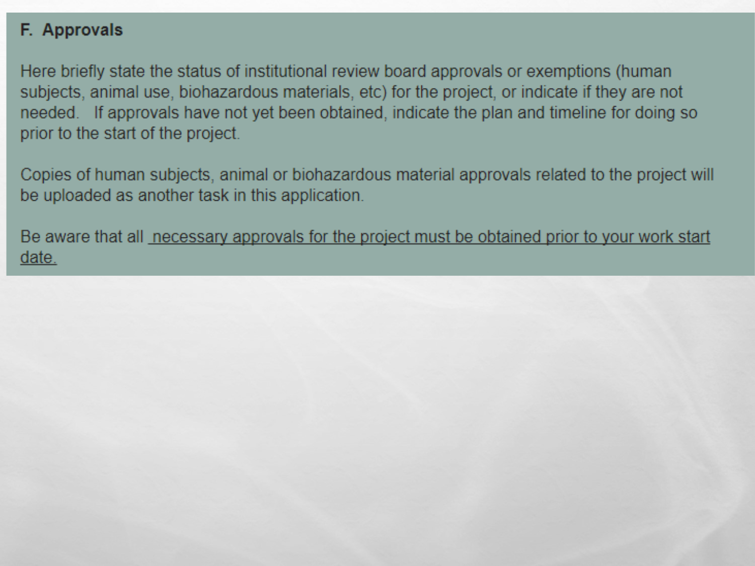**F. Approvals**

Here briefly state the status of institutional review board approvals or exemptions (human subjects, animal use, biohazardous materials, etc) for the project, or indicate if they are not needed. If approvals have not yet been obtained, indicate the plan and timeline for doing so prior to the start of the project.

Copies of human subjects, animal or biohazardous material approvals related to the project will be uploaded as another task in this application.

Be aware that all <u>necessary approvals for the project must be obtained prior to your work start date.</u>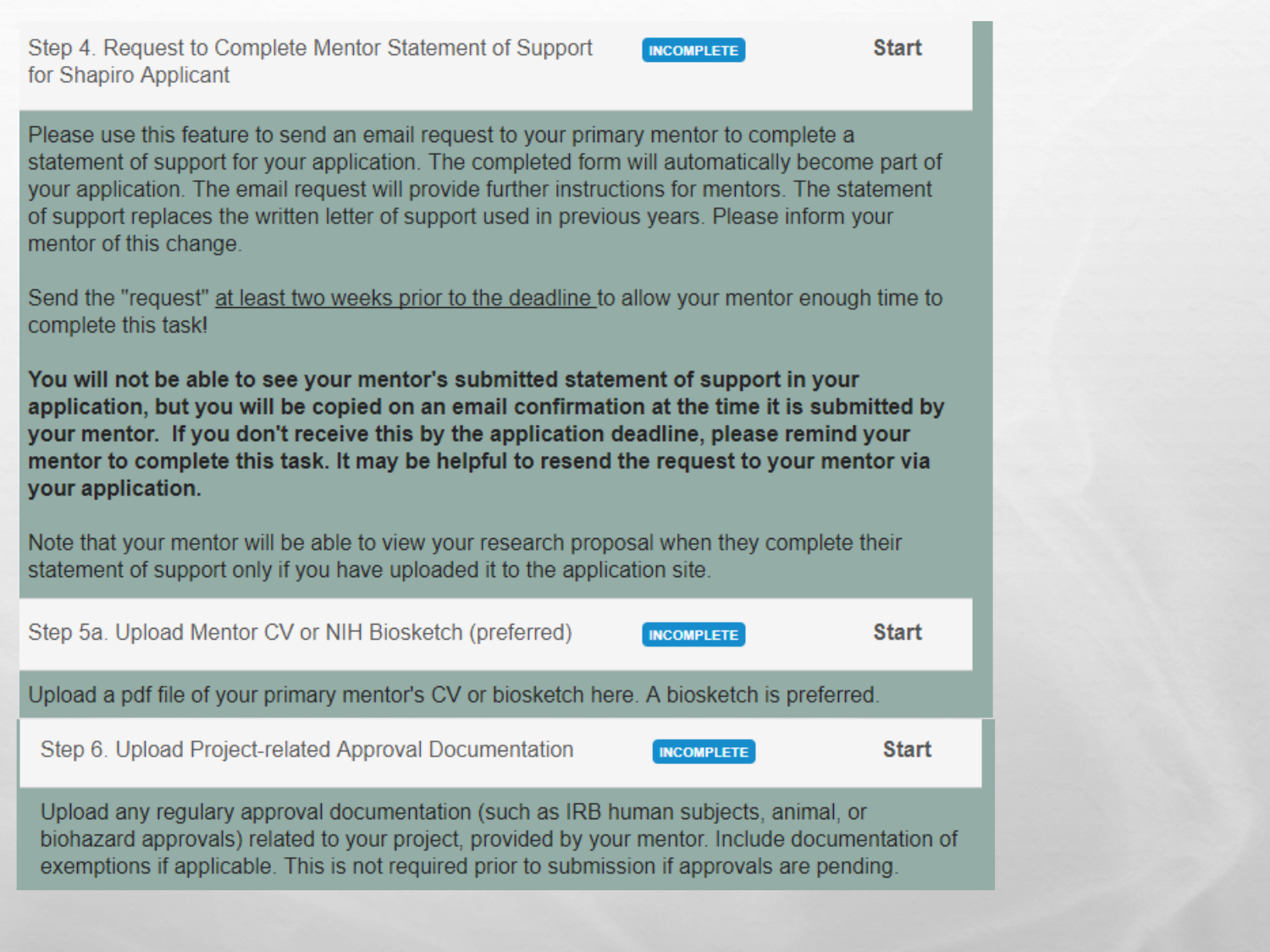Step 4. Request to Complete Mentor Statement of Support for Shapiro Applicant — INCOMPLETE — Start

Please use this feature to send an email request to your primary mentor to complete a statement of support for your application. The completed form will automatically become part of your application. The email request will provide further instructions for mentors. The statement of support replaces the written letter of support used in previous years. Please inform your mentor of this change.

Send the "request" at least two weeks prior to the deadline to allow your mentor enough time to complete this task!

**You will not be able to see your mentor's submitted statement of support in your application, but you will be copied on an email confirmation at the time it is submitted by your mentor. If you don't receive this by the application deadline, please remind your mentor to complete this task. It may be helpful to resend the request to your mentor via your application.**

Note that your mentor will be able to view your research proposal when they complete their statement of support only if you have uploaded it to the application site.

Step 5a. Upload Mentor CV or NIH Biosketch (preferred) — INCOMPLETE — Start

Upload a pdf file of your primary mentor's CV or biosketch here. A biosketch is preferred.

Step 6. Upload Project-related Approval Documentation — INCOMPLETE — Start

Upload any regulary approval documentation (such as IRB human subjects, animal, or biohazard approvals) related to your project, provided by your mentor. Include documentation of exemptions if applicable. This is not required prior to submission if approvals are pending.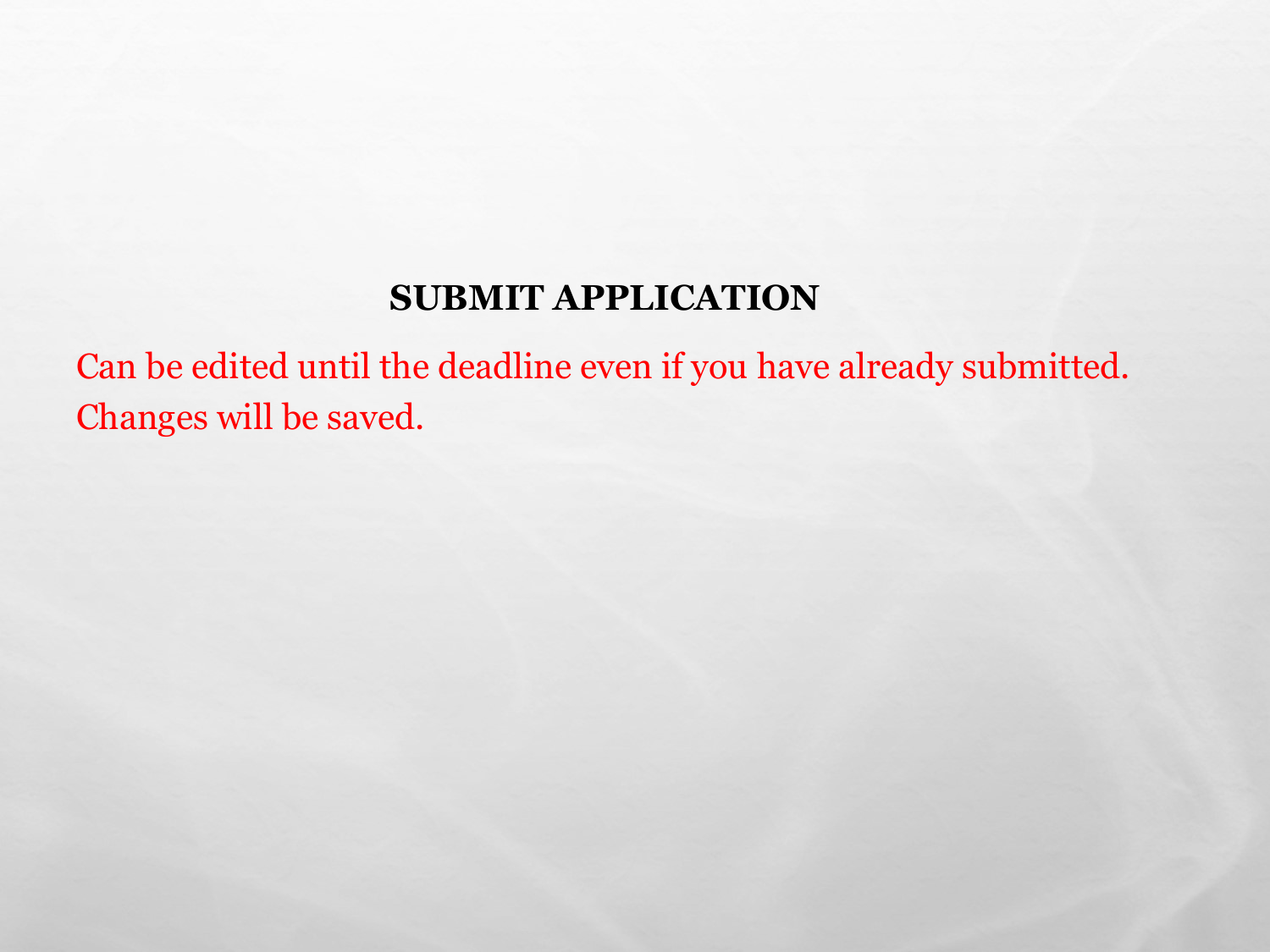## SUBMIT APPLICATION

Can be edited until the deadline even if you have already submitted. Changes will be saved.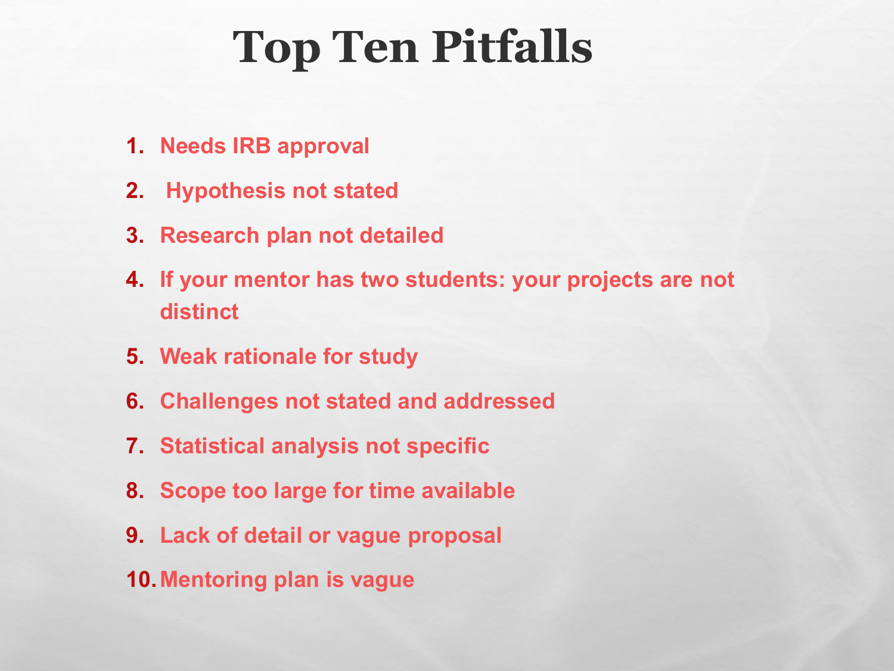# Top Ten Pitfalls

1. **Needs IRB approval**
2. **Hypothesis not stated**
3. **Research plan not detailed**
4. **If your mentor has two students: your projects are not distinct**
5. **Weak rationale for study**
6. **Challenges not stated and addressed**
7. **Statistical analysis not specific**
8. **Scope too large for time available**
9. **Lack of detail or vague proposal**
10. **Mentoring plan is vague**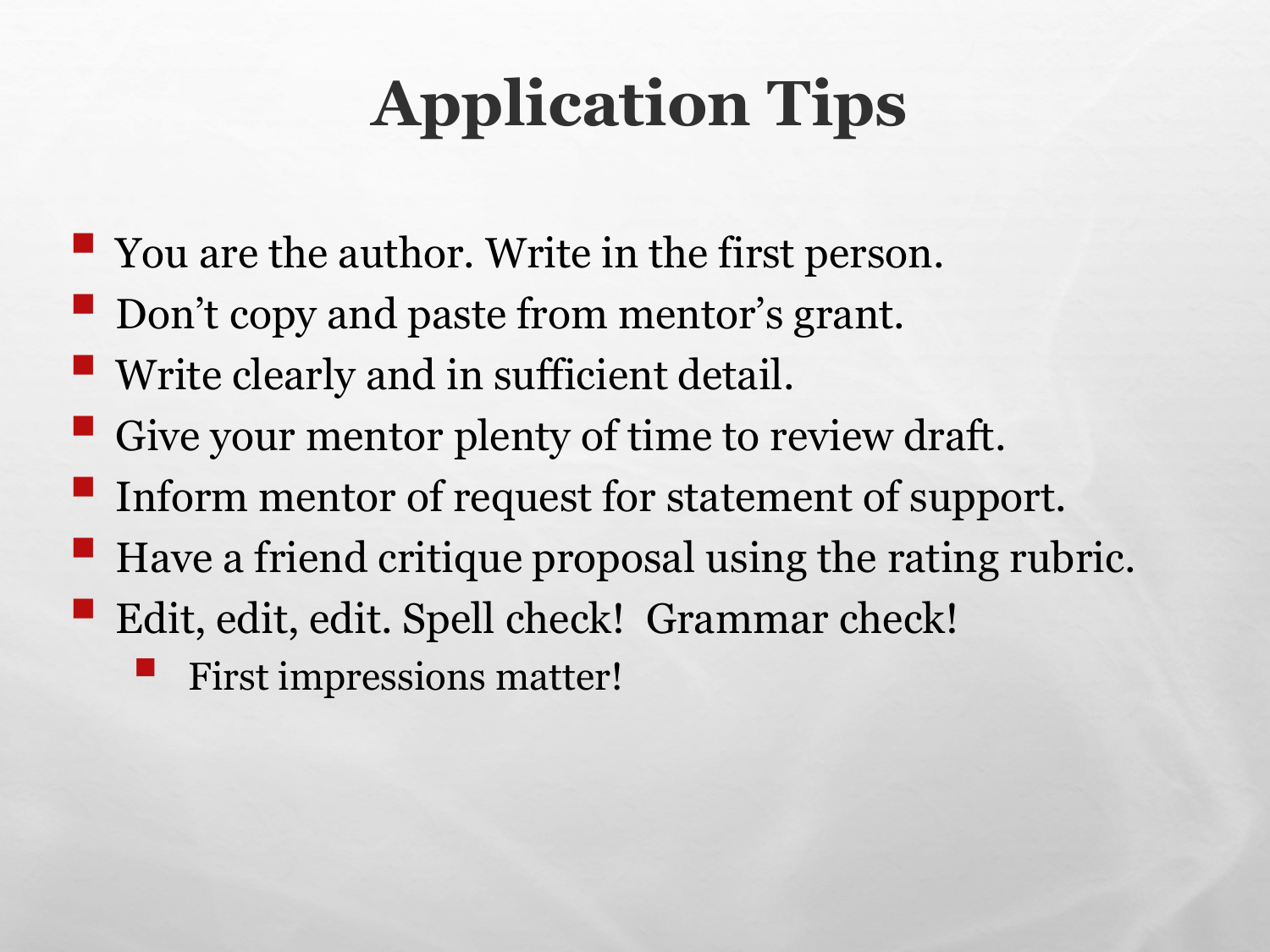# Application Tips

- You are the author. Write in the first person.
- Don't copy and paste from mentor's grant.
- Write clearly and in sufficient detail.
- Give your mentor plenty of time to review draft.
- Inform mentor of request for statement of support.
- Have a friend critique proposal using the rating rubric.
- Edit, edit, edit. Spell check!  Grammar check!
  - First impressions matter!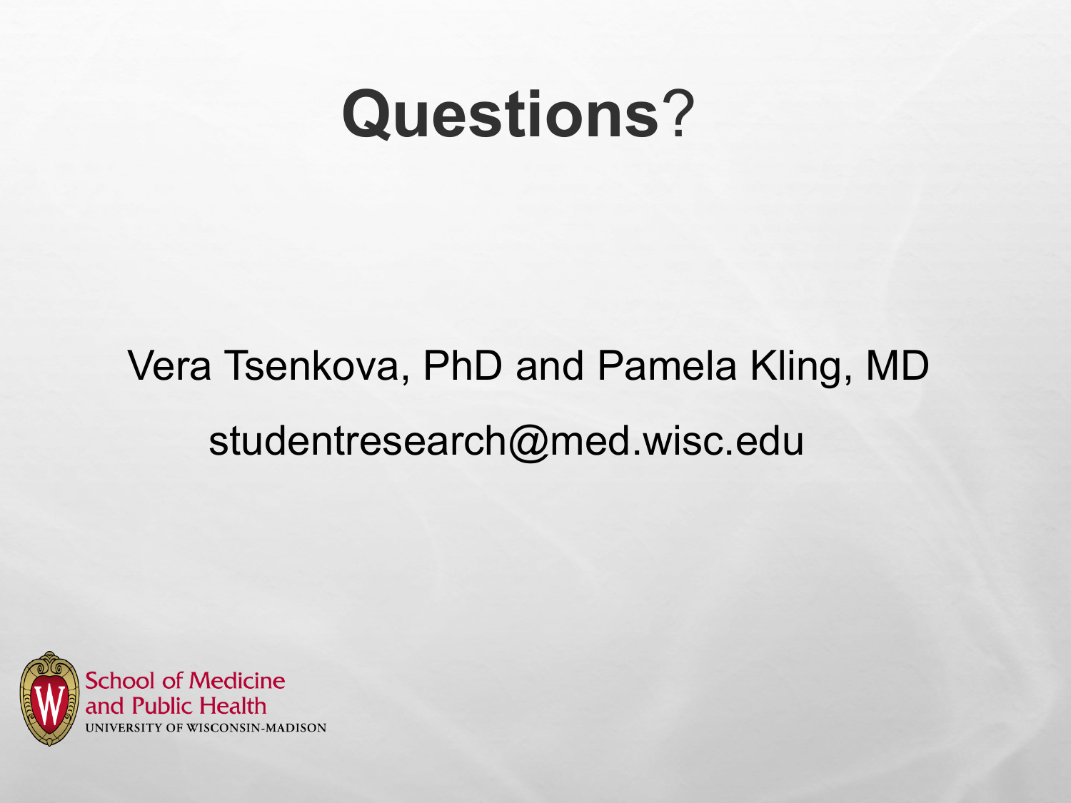# Questions?

Vera Tsenkova, PhD and Pamela Kling, MD

studentresearch@med.wisc.edu

School of Medicine and Public Health
UNIVERSITY OF WISCONSIN-MADISON